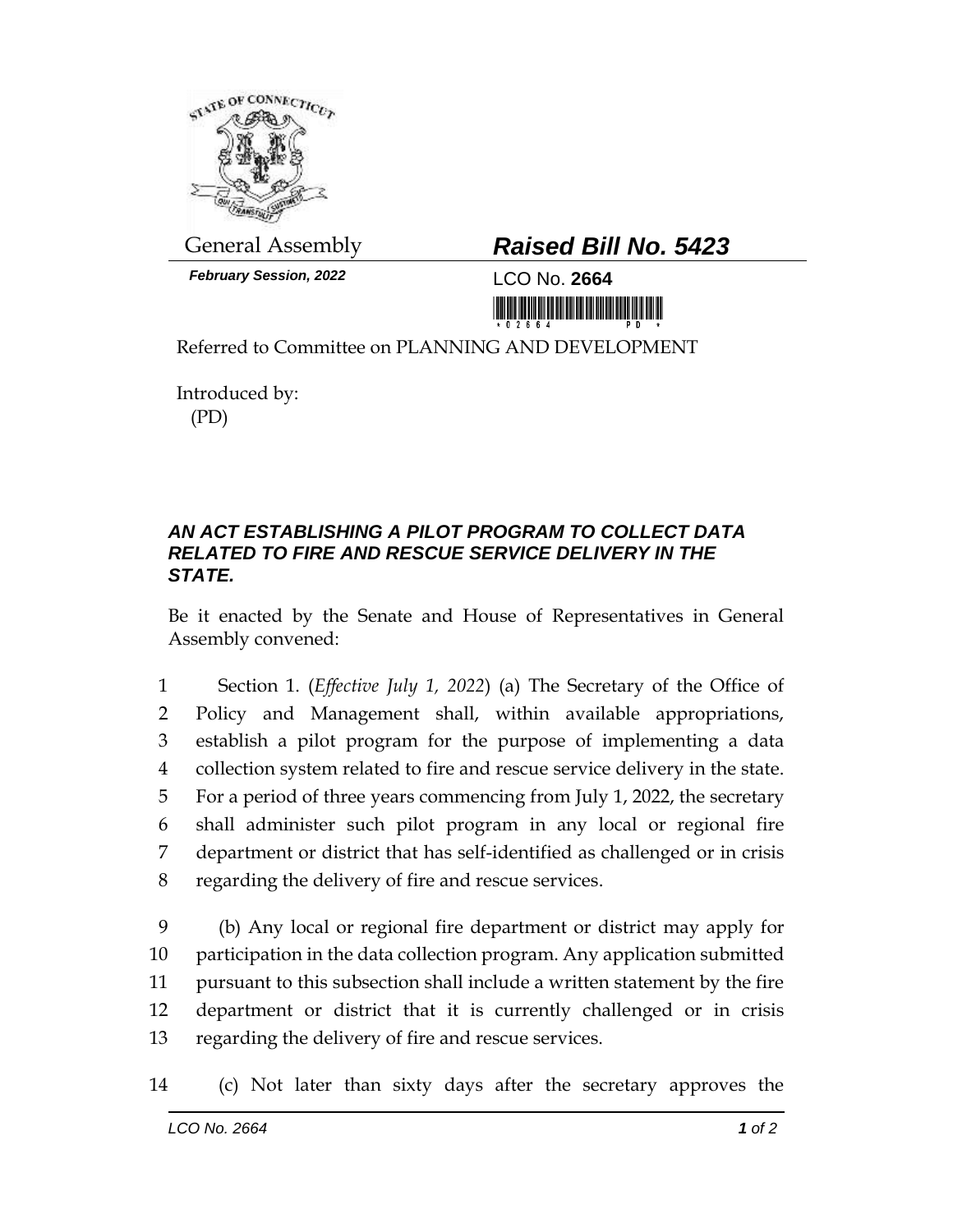General Assembly

***February Session, 2022***

# *Raised Bill No. 5423*

LCO No. **2664**

Referred to Committee on PLANNING AND DEVELOPMENT

Introduced by:
(PD)

## *AN ACT ESTABLISHING A PILOT PROGRAM TO COLLECT DATA RELATED TO FIRE AND RESCUE SERVICE DELIVERY IN THE STATE.*

Be it enacted by the Senate and House of Representatives in General Assembly convened:

1 Section 1. (*Effective July 1, 2022*) (a) The Secretary of the Office of
2 Policy and Management shall, within available appropriations,
3 establish a pilot program for the purpose of implementing a data
4 collection system related to fire and rescue service delivery in the state.
5 For a period of three years commencing from July 1, 2022, the secretary
6 shall administer such pilot program in any local or regional fire
7 department or district that has self-identified as challenged or in crisis
8 regarding the delivery of fire and rescue services.

9 (b) Any local or regional fire department or district may apply for
10 participation in the data collection program. Any application submitted
11 pursuant to this subsection shall include a written statement by the fire
12 department or district that it is currently challenged or in crisis
13 regarding the delivery of fire and rescue services.

14 (c) Not later than sixty days after the secretary approves the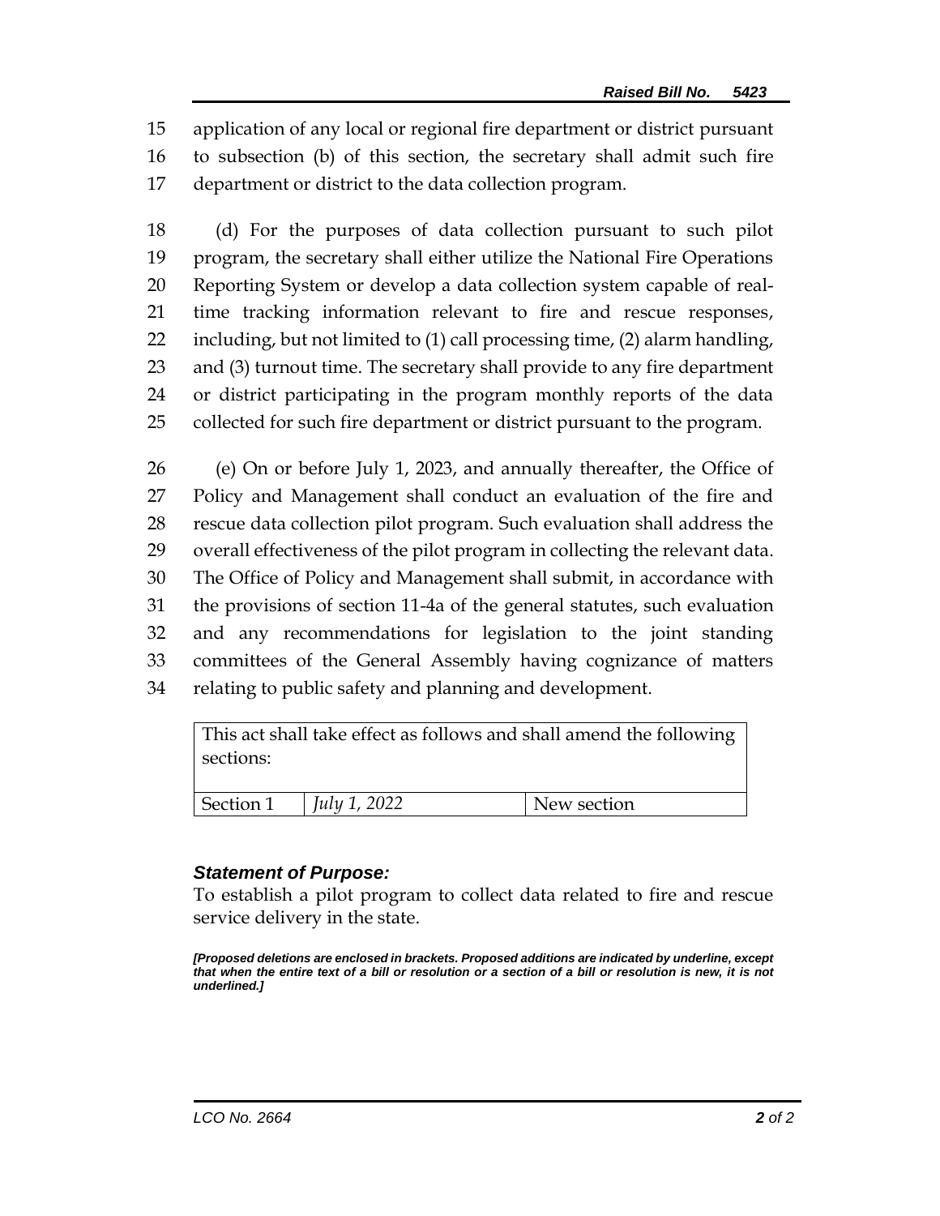application of any local or regional fire department or district pursuant to subsection (b) of this section, the secretary shall admit such fire department or district to the data collection program.

(d) For the purposes of data collection pursuant to such pilot program, the secretary shall either utilize the National Fire Operations Reporting System or develop a data collection system capable of real-time tracking information relevant to fire and rescue responses, including, but not limited to (1) call processing time, (2) alarm handling, and (3) turnout time. The secretary shall provide to any fire department or district participating in the program monthly reports of the data collected for such fire department or district pursuant to the program.

(e) On or before July 1, 2023, and annually thereafter, the Office of Policy and Management shall conduct an evaluation of the fire and rescue data collection pilot program. Such evaluation shall address the overall effectiveness of the pilot program in collecting the relevant data. The Office of Policy and Management shall submit, in accordance with the provisions of section 11-4a of the general statutes, such evaluation and any recommendations for legislation to the joint standing committees of the General Assembly having cognizance of matters relating to public safety and planning and development.

| This act shall take effect as follows and shall amend the following sections: | | |
|---|---|---|
| Section 1 | *July 1, 2022* | New section |

### *Statement of Purpose:*

To establish a pilot program to collect data related to fire and rescue service delivery in the state.

***[Proposed deletions are enclosed in brackets. Proposed additions are indicated by underline, except that when the entire text of a bill or resolution or a section of a bill or resolution is new, it is not underlined.]***